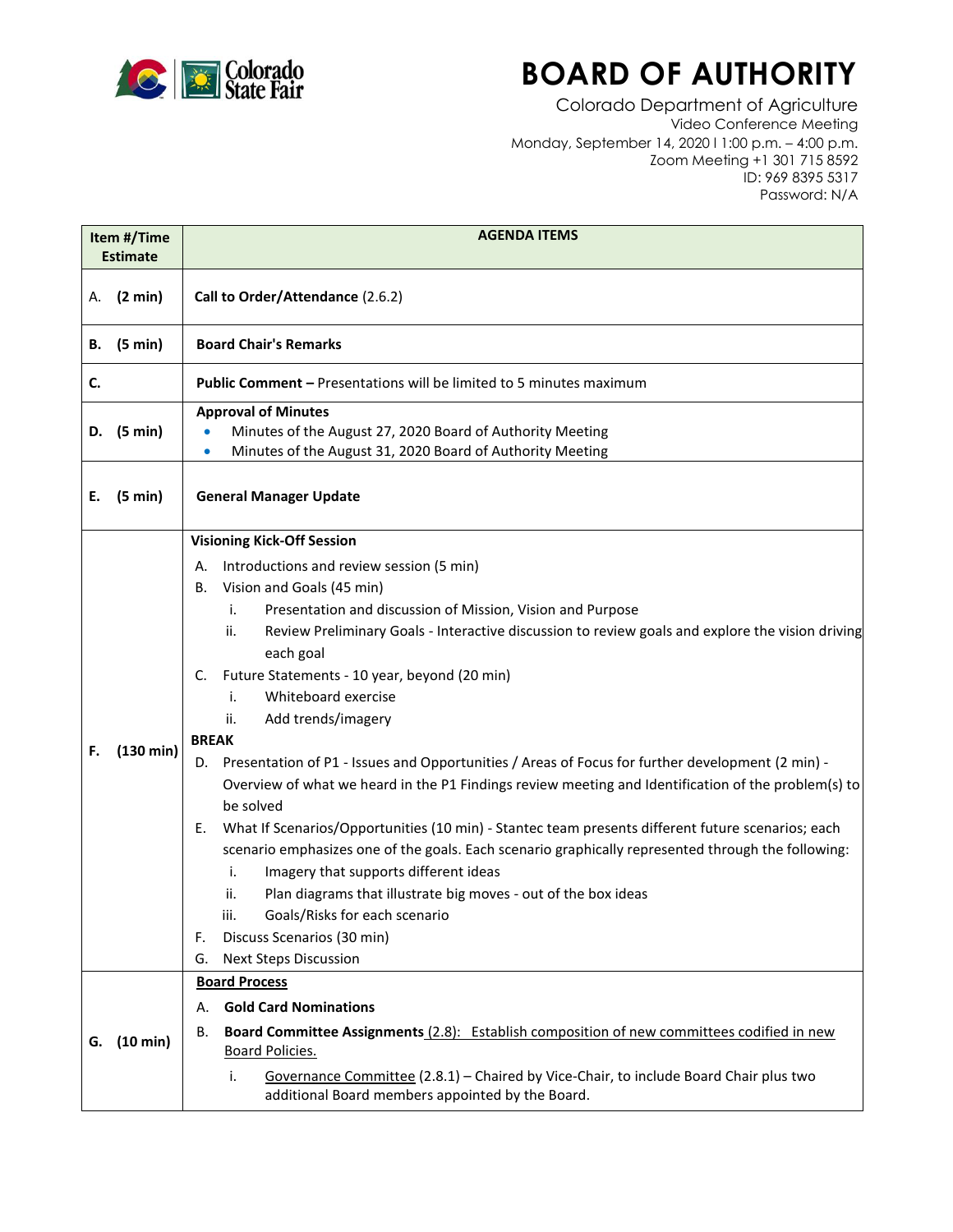# BOARD OF AUTHORITY

Colorado Department of Agriculture
Video Conference Meeting
Monday, September 14, 2020 I 1:00 p.m. – 4:00 p.m.
Zoom Meeting +1 301 715 8592
ID: 969 8395 5317
Password: N/A

| Item #/Time Estimate | AGENDA ITEMS |
|---|---|
| A. (2 min) | **Call to Order/Attendance** (2.6.2) |
| **B. (5 min)** | **Board Chair's Remarks** |
| **C.** | **Public Comment –** Presentations will be limited to 5 minutes maximum |
| **D. (5 min)** | **Approval of Minutes**<br>• Minutes of the August 27, 2020 Board of Authority Meeting<br>• Minutes of the August 31, 2020 Board of Authority Meeting |
| **E. (5 min)** | **General Manager Update** |
| **F. (130 min)** | **Visioning Kick-Off Session**<br>A. Introductions and review session (5 min)<br>B. Vision and Goals (45 min)<br>i. Presentation and discussion of Mission, Vision and Purpose<br>ii. Review Preliminary Goals - Interactive discussion to review goals and explore the vision driving each goal<br>C. Future Statements - 10 year, beyond (20 min)<br>i. Whiteboard exercise<br>ii. Add trends/imagery<br>**BREAK**<br>D. Presentation of P1 - Issues and Opportunities / Areas of Focus for further development (2 min) - Overview of what we heard in the P1 Findings review meeting and Identification of the problem(s) to be solved<br>E. What If Scenarios/Opportunities (10 min) - Stantec team presents different future scenarios; each scenario emphasizes one of the goals. Each scenario graphically represented through the following:<br>i. Imagery that supports different ideas<br>ii. Plan diagrams that illustrate big moves - out of the box ideas<br>iii. Goals/Risks for each scenario<br>F. Discuss Scenarios (30 min)<br>G. Next Steps Discussion |
| **G. (10 min)** | **Board Process**<br>A. **Gold Card Nominations**<br>B. **Board Committee Assignments** (2.8): Establish composition of new committees codified in new Board Policies.<br>i. Governance Committee (2.8.1) – Chaired by Vice-Chair, to include Board Chair plus two additional Board members appointed by the Board. |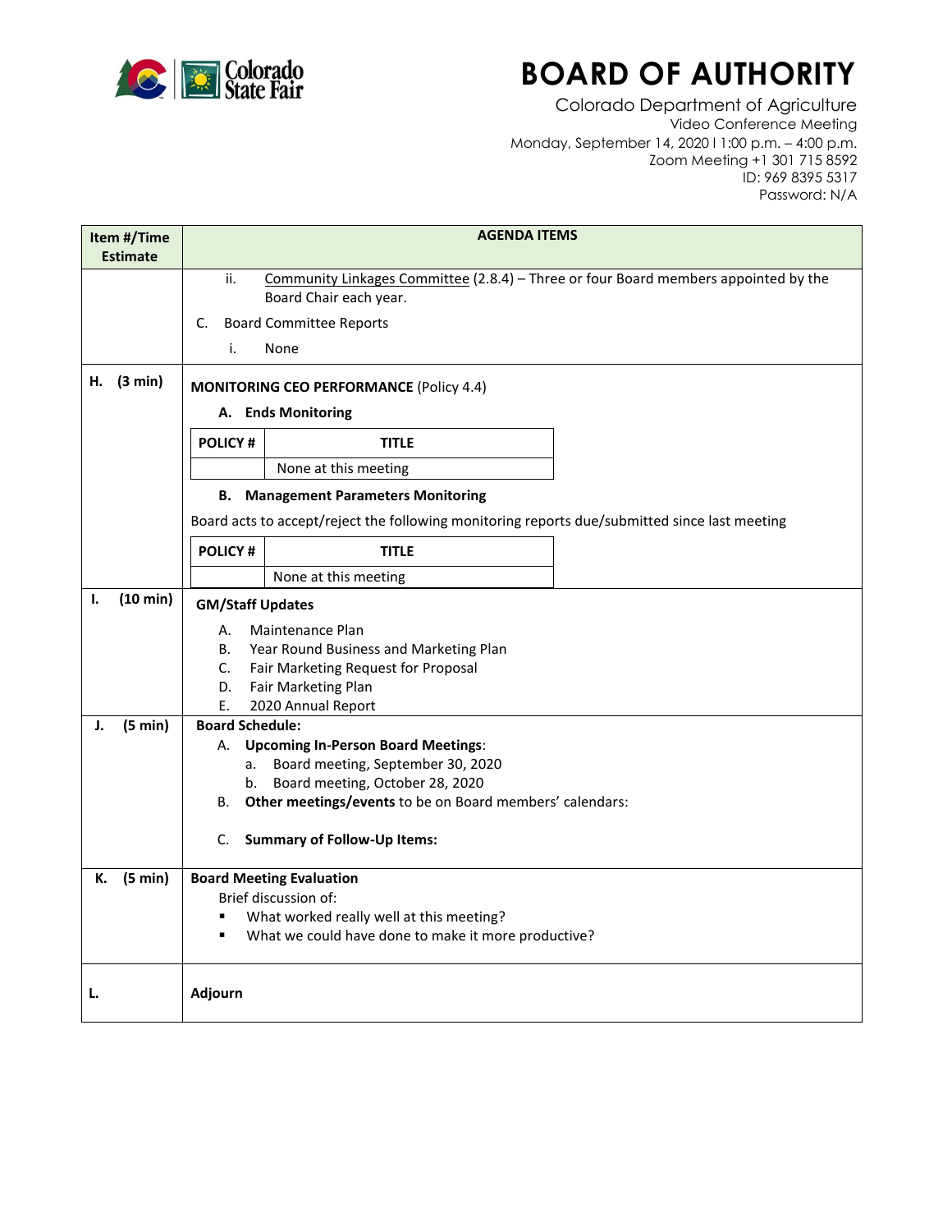# BOARD OF AUTHORITY

Colorado Department of Agriculture
Video Conference Meeting
Monday, September 14, 2020 I 1:00 p.m. – 4:00 p.m.
Zoom Meeting +1 301 715 8592
ID: 969 8395 5317
Password: N/A

| Item #/Time Estimate | AGENDA ITEMS |
|---|---|
| | ii. Community Linkages Committee (2.8.4) – Three or four Board members appointed by the Board Chair each year.<br>C. Board Committee Reports<br>i. None |
| H. (3 min) | **MONITORING CEO PERFORMANCE** (Policy 4.4)<br>**A. Ends Monitoring**<br>**POLICY #** / **TITLE**: None at this meeting<br>**B. Management Parameters Monitoring**<br>Board acts to accept/reject the following monitoring reports due/submitted since last meeting<br>**POLICY #** / **TITLE**: None at this meeting |
| I. (10 min) | **GM/Staff Updates**<br>A. Maintenance Plan<br>B. Year Round Business and Marketing Plan<br>C. Fair Marketing Request for Proposal<br>D. Fair Marketing Plan<br>E. 2020 Annual Report |
| J. (5 min) | **Board Schedule:**<br>A. **Upcoming In-Person Board Meetings**:<br>a. Board meeting, September 30, 2020<br>b. Board meeting, October 28, 2020<br>B. **Other meetings/events** to be on Board members' calendars:<br>C. **Summary of Follow-Up Items:** |
| K. (5 min) | **Board Meeting Evaluation**<br>Brief discussion of:<br>▪ What worked really well at this meeting?<br>▪ What we could have done to make it more productive? |
| L. | **Adjourn** |